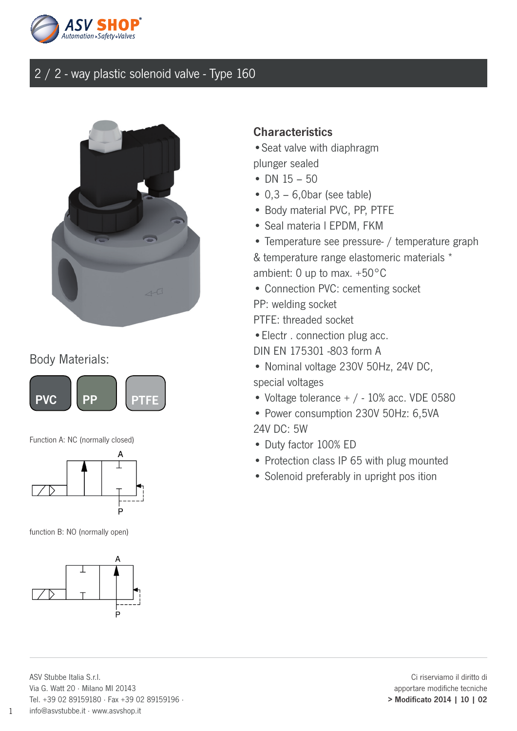# 2 / 2 - way plastic solenoid valve - Type 160

## Characteristics

- Seat valve with diaphragm plunger sealed
- DN 15 – 50
- 0,3 – 6,0bar (see table)
- Body material PVC, PP, PTFE
- Seal materia l EPDM, FKM
- Temperature see pressure- / temperature graph & temperature range elastomeric materials *
  ambient: 0 up to max. +50°C
- Connection PVC: cementing socket
  PP: welding socket
  PTFE: threaded socket
- Electr . connection plug acc. DIN EN 175301 -803 form A
- Nominal voltage 230V 50Hz, 24V DC, special voltages
- Voltage tolerance + / - 10% acc. VDE 0580
- Power consumption 230V 50Hz: 6,5VA
  24V DC: 5W
- Duty factor 100% ED
- Protection class IP 65 with plug mounted
- Solenoid preferably in upright pos ition

Body Materials:

PVC | PP | PTFE

Function A: NC (normally closed)

A

P

function B: NO (normally open)

A

P

ASV Stubbe Italia S.r.l.
Via G. Watt 20 · Milano MI 20143
Tel. +39 02 89159180 · Fax +39 02 89159196 ·
info@asvstubbe.it · www.asvshop.it

Ci riserviamo il diritto di apportare modifiche tecniche
**> Modificato 2014 | 10 | 02**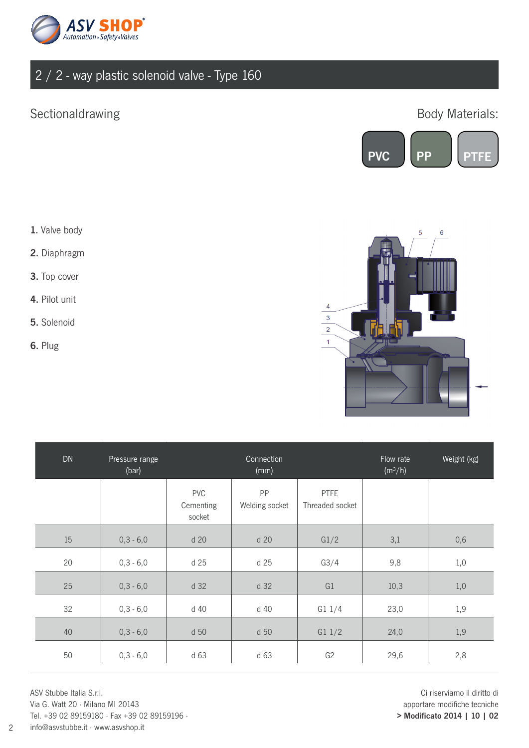# 2 / 2 - way plastic solenoid valve - Type 160

## Sectionaldrawing

Body Materials:

PVC | PP | PTFE

1. Valve body
2. Diaphragm
3. Top cover
4. Pilot unit
5. Solenoid
6. Plug

| DN | Pressure range (bar) | Connection (mm) | | | Flow rate (m³/h) | Weight (kg) |
|---|---|---|---|---|---|---|
| | | PVC Cementing socket | PP Welding socket | PTFE Threaded socket | | |
| 15 | 0,3 - 6,0 | d 20 | d 20 | G1/2 | 3,1 | 0,6 |
| 20 | 0,3 - 6,0 | d 25 | d 25 | G3/4 | 9,8 | 1,0 |
| 25 | 0,3 - 6,0 | d 32 | d 32 | G1 | 10,3 | 1,0 |
| 32 | 0,3 - 6,0 | d 40 | d 40 | G1 1/4 | 23,0 | 1,9 |
| 40 | 0,3 - 6,0 | d 50 | d 50 | G1 1/2 | 24,0 | 1,9 |
| 50 | 0,3 - 6,0 | d 63 | d 63 | G2 | 29,6 | 2,8 |

ASV Stubbe Italia S.r.l.
Via G. Watt 20 · Milano MI 20143
Tel. +39 02 89159180 · Fax +39 02 89159196 ·
info@asvstubbe.it · www.asvshop.it

Ci riserviamo il diritto di
apportare modifiche tecniche
**> Modificato 2014 | 10 | 02**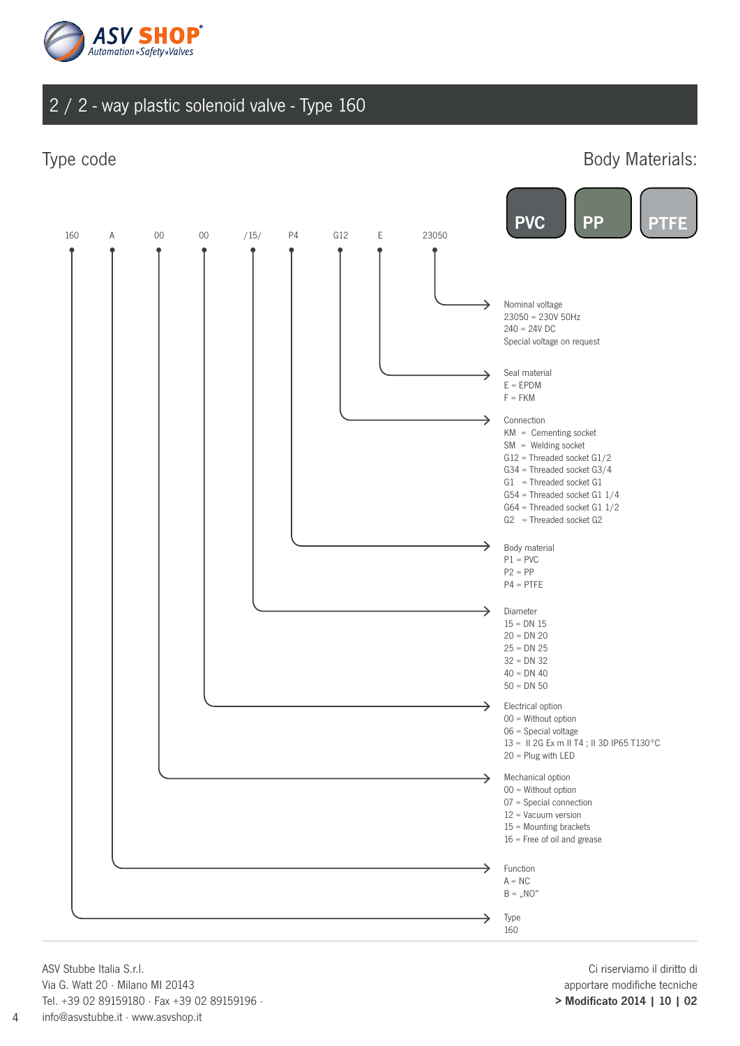ASV SHOP® Automation • Safety • Valves

# 2 / 2 - way plastic solenoid valve - Type 160

## Type code

Body Materials: PVC | PP | PTFE

160 A 00 00 /15/ P4 G12 E 23050

**Nominal voltage** (23050)
- 23050 = 230V 50Hz
- 240 = 24V DC
- Special voltage on request

**Seal material** (E)
- E = EPDM
- F = FKM

**Connection** (G12)
- KM = Cementing socket
- SM = Welding socket
- G12 = Threaded socket G1/2
- G34 = Threaded socket G3/4
- G1 = Threaded socket G1
- G54 = Threaded socket G1 1/4
- G64 = Threaded socket G1 1/2
- G2 = Threaded socket G2

**Body material** (P4)
- P1 = PVC
- P2 = PP
- P4 = PTFE

**Diameter** (/15/)
- 15 = DN 15
- 20 = DN 20
- 25 = DN 25
- 32 = DN 32
- 40 = DN 40
- 50 = DN 50

**Electrical option** (second 00)
- 00 = Without option
- 06 = Special voltage
- 13 = II 2G Ex m II T4 ; II 3D IP65 T130°C
- 20 = Plug with LED

**Mechanical option** (first 00)
- 00 = Without option
- 07 = Special connection
- 12 = Vacuum version
- 15 = Mounting brackets
- 16 = Free of oil and grease

**Function** (A)
- A = NC
- B = „NO"

**Type** (160)
- 160

---

ASV Stubbe Italia S.r.l.
Via G. Watt 20 · Milano MI 20143
Tel. +39 02 89159180 · Fax +39 02 89159196 ·
info@asvstubbe.it · www.asvshop.it

Ci riserviamo il diritto di
apportare modifiche tecniche
**> Modificato 2014 | 10 | 02**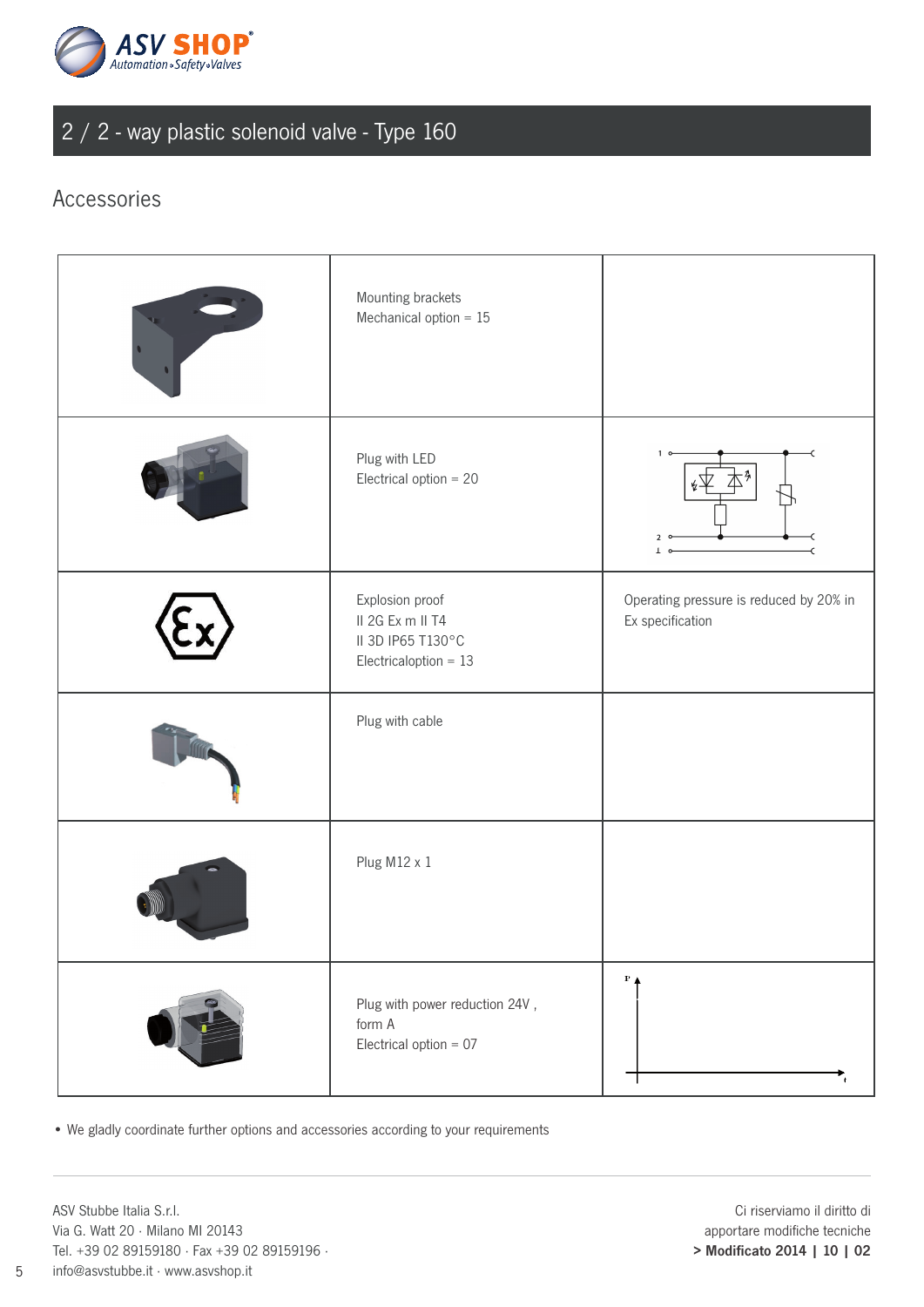# 2 / 2 - way plastic solenoid valve - Type 160

## Accessories

| | | |
|---|---|---|
| | Mounting brackets<br>Mechanical option = 15 | |
| | Plug with LED<br>Electrical option = 20 | |
| | Explosion proof<br>II 2G Ex m II T4<br>II 3D IP65 T130°C<br>Electricaloption = 13 | Operating pressure is reduced by 20% in Ex specification |
| | Plug with cable | |
| | Plug M12 x 1 | |
| | Plug with power reduction 24V ,<br>form A<br>Electrical option = 07 | |

- We gladly coordinate further options and accessories according to your requirements

ASV Stubbe Italia S.r.l.
Via G. Watt 20 · Milano MI 20143
Tel. +39 02 89159180 · Fax +39 02 89159196 ·
info@asvstubbe.it · www.asvshop.it

Ci riserviamo il diritto di
apportare modifiche tecniche
**> Modificato 2014 | 10 | 02**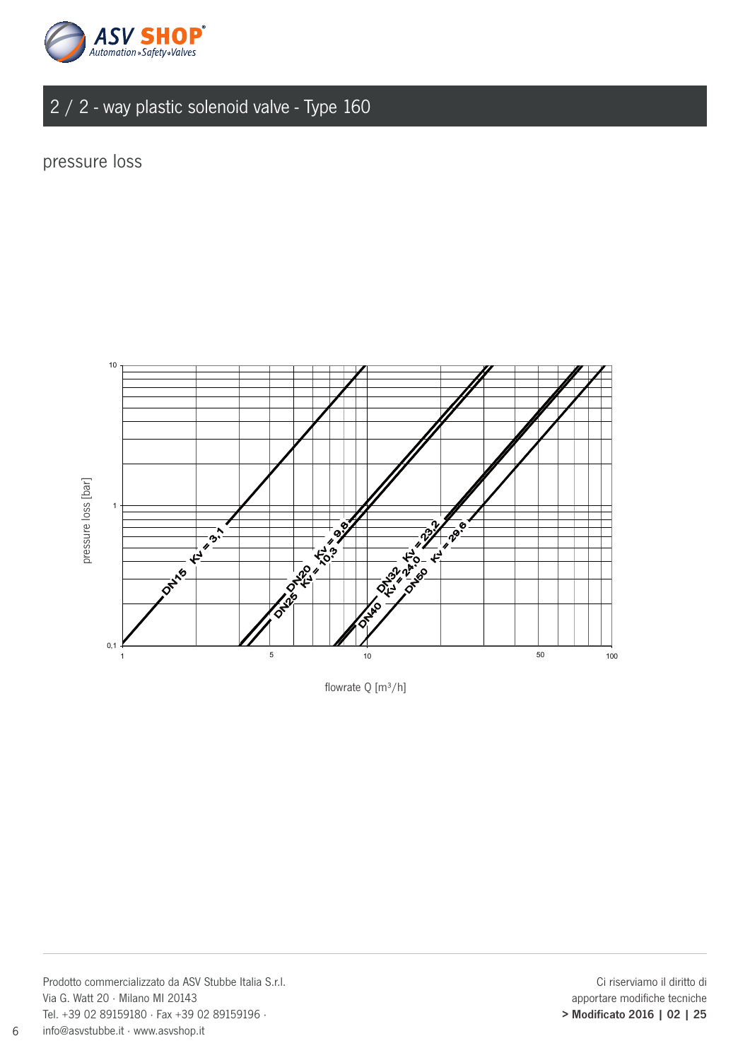## 2 / 2 - way plastic solenoid valve - Type 160

### pressure loss

pressure loss [bar]

10

1

0,1

1

5

10

50

100

flowrate Q [m³/h]

DN15 Kv = 3,1

DN20 Kv = 9,8

DN25 Kv = 10,3

DN32 Kv = 23,2

DN40 Kv = 24,0

DN50 Kv = 29,6

Prodotto commercializzato da ASV Stubbe Italia S.r.l.
Via G. Watt 20 · Milano MI 20143
Tel. +39 02 89159180 · Fax +39 02 89159196 ·
info@asvstubbe.it · www.asvshop.it

Ci riserviamo il diritto di
apportare modifiche tecniche
**> Modificato 2016 | 02 | 25**